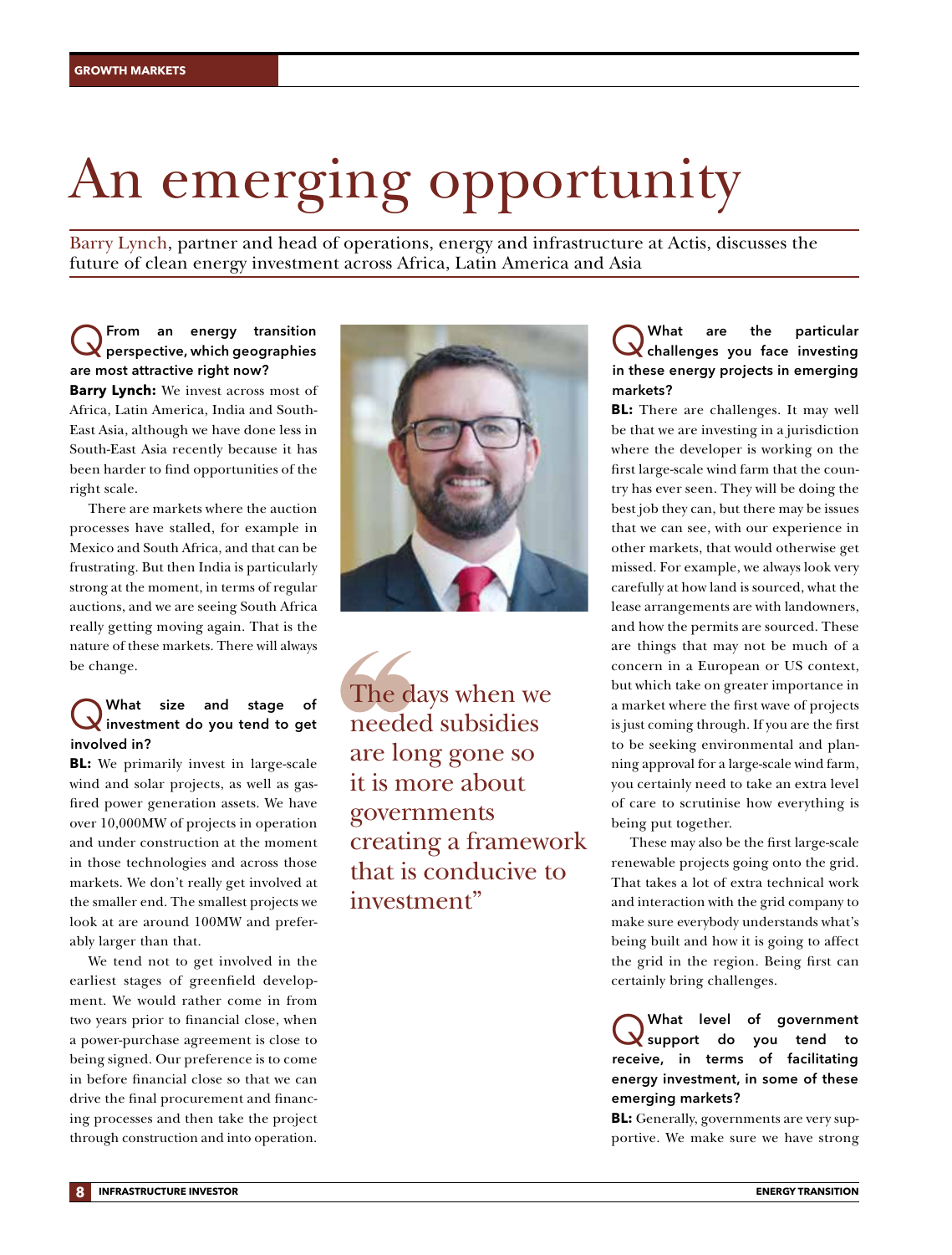GROWTH MARKETS

# An emerging opportunity

Barry Lynch, partner and head of operations, energy and infrastructure at Actis, discusses the future of clean energy investment across Africa, Latin America and Asia

**Q From an energy transition perspective, which geographies are most attractive right now?**

**Barry Lynch:** We invest across most of Africa, Latin America, India and South-East Asia, although we have done less in South-East Asia recently because it has been harder to find opportunities of the right scale.

There are markets where the auction processes have stalled, for example in Mexico and South Africa, and that can be frustrating. But then India is particularly strong at the moment, in terms of regular auctions, and we are seeing South Africa really getting moving again. That is the nature of these markets. There will always be change.

**Q What size and stage of investment do you tend to get involved in?**

**BL:** We primarily invest in large-scale wind and solar projects, as well as gas-fired power generation assets. We have over 10,000MW of projects in operation and under construction at the moment in those technologies and across those markets. We don't really get involved at the smaller end. The smallest projects we look at are around 100MW and preferably larger than that.

We tend not to get involved in the earliest stages of greenfield development. We would rather come in from two years prior to financial close, when a power-purchase agreement is close to being signed. Our preference is to come in before financial close so that we can drive the final procurement and financing processes and then take the project through construction and into operation.

> "The days when we needed subsidies are long gone so it is more about governments creating a framework that is conducive to investment"

**Q What are the particular challenges you face investing in these energy projects in emerging markets?**

**BL:** There are challenges. It may well be that we are investing in a jurisdiction where the developer is working on the first large-scale wind farm that the country has ever seen. They will be doing the best job they can, but there may be issues that we can see, with our experience in other markets, that would otherwise get missed. For example, we always look very carefully at how land is sourced, what the lease arrangements are with landowners, and how the permits are sourced. These are things that may not be much of a concern in a European or US context, but which take on greater importance in a market where the first wave of projects is just coming through. If you are the first to be seeking environmental and planning approval for a large-scale wind farm, you certainly need to take an extra level of care to scrutinise how everything is being put together.

These may also be the first large-scale renewable projects going onto the grid. That takes a lot of extra technical work and interaction with the grid company to make sure everybody understands what's being built and how it is going to affect the grid in the region. Being first can certainly bring challenges.

**Q What level of government support do you tend to receive, in terms of facilitating energy investment, in some of these emerging markets?**

**BL:** Generally, governments are very supportive. We make sure we have strong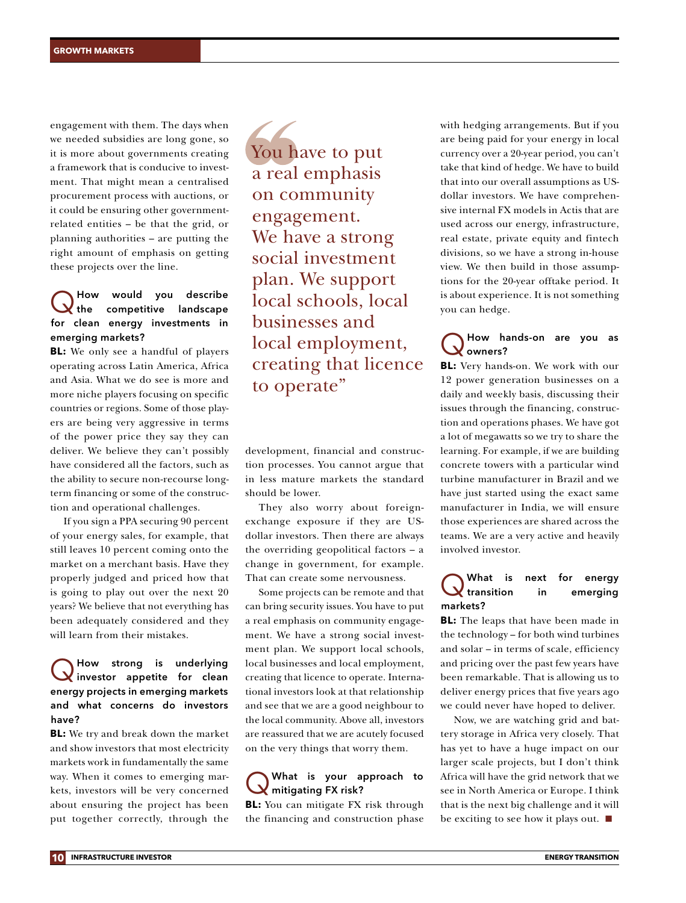engagement with them. The days when we needed subsidies are long gone, so it is more about governments creating a framework that is conducive to investment. That might mean a centralised procurement process with auctions, or it could be ensuring other government-related entities – be that the grid, or planning authorities – are putting the right amount of emphasis on getting these projects over the line.

**Q How would you describe the competitive landscape for clean energy investments in emerging markets?**

**BL:** We only see a handful of players operating across Latin America, Africa and Asia. What we do see is more and more niche players focusing on specific countries or regions. Some of those players are being very aggressive in terms of the power price they say they can deliver. We believe they can't possibly have considered all the factors, such as the ability to secure non-recourse long-term financing or some of the construction and operational challenges.

If you sign a PPA securing 90 percent of your energy sales, for example, that still leaves 10 percent coming onto the market on a merchant basis. Have they properly judged and priced how that is going to play out over the next 20 years? We believe that not everything has been adequately considered and they will learn from their mistakes.

**Q How strong is underlying investor appetite for clean energy projects in emerging markets and what concerns do investors have?**

**BL:** We try and break down the market and show investors that most electricity markets work in fundamentally the same way. When it comes to emerging markets, investors will be very concerned about ensuring the project has been put together correctly, through the development, financial and construction processes. You cannot argue that in less mature markets the standard should be lower.

They also worry about foreign-exchange exposure if they are US-dollar investors. Then there are always the overriding geopolitical factors – a change in government, for example. That can create some nervousness.

Some projects can be remote and that can bring security issues. You have to put a real emphasis on community engagement. We have a strong social investment plan. We support local schools, local businesses and local employment, creating that licence to operate. International investors look at that relationship and see that we are a good neighbour to the local community. Above all, investors are reassured that we are acutely focused on the very things that worry them.

> "You have to put a real emphasis on community engagement. We have a strong social investment plan. We support local schools, local businesses and local employment, creating that licence to operate"

**Q What is your approach to mitigating FX risk?**

**BL:** You can mitigate FX risk through the financing and construction phase with hedging arrangements. But if you are being paid for your energy in local currency over a 20-year period, you can't take that kind of hedge. We have to build that into our overall assumptions as US-dollar investors. We have comprehensive internal FX models in Actis that are used across our energy, infrastructure, real estate, private equity and fintech divisions, so we have a strong in-house view. We then build in those assumptions for the 20-year offtake period. It is about experience. It is not something you can hedge.

**Q How hands-on are you as owners?**

**BL:** Very hands-on. We work with our 12 power generation businesses on a daily and weekly basis, discussing their issues through the financing, construction and operations phases. We have got a lot of megawatts so we try to share the learning. For example, if we are building concrete towers with a particular wind turbine manufacturer in Brazil and we have just started using the exact same manufacturer in India, we will ensure those experiences are shared across the teams. We are a very active and heavily involved investor.

**Q What is next for energy transition in emerging markets?**

**BL:** The leaps that have been made in the technology – for both wind turbines and solar – in terms of scale, efficiency and pricing over the past few years have been remarkable. That is allowing us to deliver energy prices that five years ago we could never have hoped to deliver.

Now, we are watching grid and battery storage in Africa very closely. That has yet to have a huge impact on our larger scale projects, but I don't think Africa will have the grid network that we see in North America or Europe. I think that is the next big challenge and it will be exciting to see how it plays out. ■